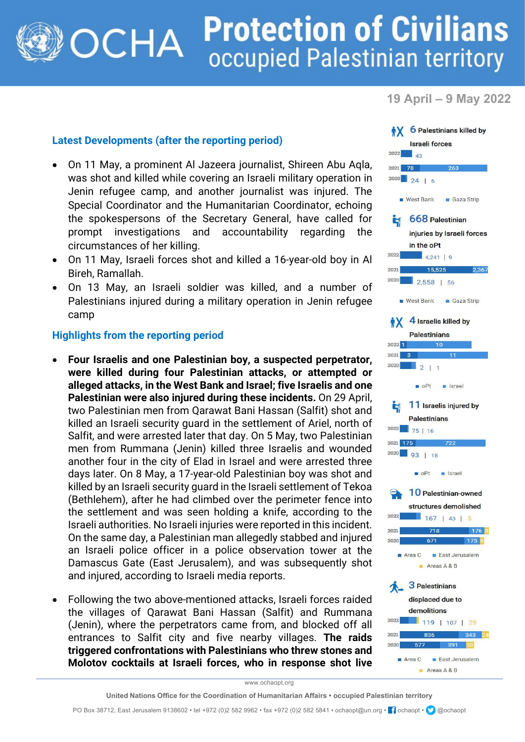# Protection of Civilians
## occupied Palestinian territory

**19 April – 9 May 2022**

### Latest Developments (after the reporting period)

- On 11 May, a prominent Al Jazeera journalist, Shireen Abu Aqla, was shot and killed while covering an Israeli military operation in Jenin refugee camp, and another journalist was injured. The Special Coordinator and the Humanitarian Coordinator, echoing the spokespersons of the Secretary General, have called for prompt investigations and accountability regarding the circumstances of her killing.
- On 11 May, Israeli forces shot and killed a 16-year-old boy in Al Bireh, Ramallah.
- On 13 May, an Israeli soldier was killed, and a number of Palestinians injured during a military operation in Jenin refugee camp

### Highlights from the reporting period

- **Four Israelis and one Palestinian boy, a suspected perpetrator, were killed during four Palestinian attacks, or attempted or alleged attacks, in the West Bank and Israel; five Israelis and one Palestinian were also injured during these incidents.** On 29 April, two Palestinian men from Qarawat Bani Hassan (Salfit) shot and killed an Israeli security guard in the settlement of Ariel, north of Salfit, and were arrested later that day. On 5 May, two Palestinian men from Rummana (Jenin) killed three Israelis and wounded another four in the city of Elad in Israel and were arrested three days later. On 8 May, a 17-year-old Palestinian boy was shot and killed by an Israeli security guard in the Israeli settlement of Tekoa (Bethlehem), after he had climbed over the perimeter fence into the settlement and was seen holding a knife, according to the Israeli authorities. No Israeli injuries were reported in this incident. On the same day, a Palestinian man allegedly stabbed and injured an Israeli police officer in a police observation tower at the Damascus Gate (East Jerusalem), and was subsequently shot and injured, according to Israeli media reports.

- Following the two above-mentioned attacks, Israeli forces raided the villages of Qarawat Bani Hassan (Salfit) and Rummana (Jenin), where the perpetrators came from, and blocked off all entrances to Salfit city and five nearby villages. **The raids triggered confrontations with Palestinians who threw stones and Molotov cocktails at Israeli forces, who in response shot live**

**6 Palestinians killed by Israeli forces**

| Year | West Bank | Gaza Strip |
|---|---|---|
| 2022 | 43 | |
| 2021 | 78 | 263 |
| 2020 | 24 | 6 |

**668 Palestinian injuries by Israeli forces in the oPt**

| Year | West Bank | Gaza Strip |
|---|---|---|
| 2022 | 4,241 | 9 |
| 2021 | 15,525 | 2,367 |
| 2020 | 2,558 | 56 |

**4 Israelis killed by Palestinians**

| Year | oPt | Israel |
|---|---|---|
| 2022 | 1 | 10 |
| 2021 | 3 | 11 |
| 2020 | 2 | 1 |

**11 Israelis injured by Palestinians**

| Year | oPt | Israel |
|---|---|---|
| 2022 | 75 | 16 |
| 2021 | 175 | 722 |
| 2020 | 93 | 18 |

**10 Palestinian-owned structures demolished**

| Year | Area C | East Jerusalem | Areas A & B |
|---|---|---|---|
| 2022 | 167 | 43 | 5 |
| 2021 | 718 | 176 | 8 |
| 2020 | 671 | 175 | 8 |

**3 Palestinians displaced due to demolitions**

| Year | Area C | East Jerusalem | Areas A & B |
|---|---|---|---|
| 2022 | 119 | 107 | 29 |
| 2021 | 836 | 343 | 24 |
| 2020 | 577 | 391 | 33 |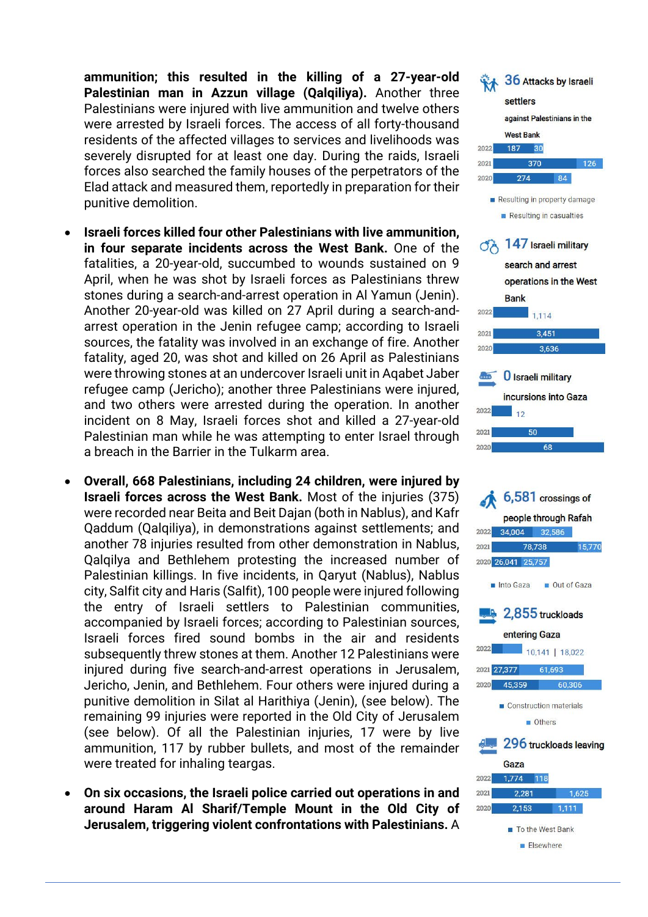ammunition; this resulted in the killing of a 27-year-old Palestinian man in Azzun village (Qalqiliya).** Another three Palestinians were injured with live ammunition and twelve others were arrested by Israeli forces. The access of all forty-thousand residents of the affected villages to services and livelihoods was severely disrupted for at least one day. During the raids, Israeli forces also searched the family houses of the perpetrators of the Elad attack and measured them, reportedly in preparation for their punitive demolition.

- **Israeli forces killed four other Palestinians with live ammunition, in four separate incidents across the West Bank.** One of the fatalities, a 20-year-old, succumbed to wounds sustained on 9 April, when he was shot by Israeli forces as Palestinians threw stones during a search-and-arrest operation in Al Yamun (Jenin). Another 20-year-old was killed on 27 April during a search-and-arrest operation in the Jenin refugee camp; according to Israeli sources, the fatality was involved in an exchange of fire. Another fatality, aged 20, was shot and killed on 26 April as Palestinians were throwing stones at an undercover Israeli unit in Aqabet Jaber refugee camp (Jericho); another three Palestinians were injured, and two others were arrested during the operation. In another incident on 8 May, Israeli forces shot and killed a 27-year-old Palestinian man while he was attempting to enter Israel through a breach in the Barrier in the Tulkarm area.

- **Overall, 668 Palestinians, including 24 children, were injured by Israeli forces across the West Bank.** Most of the injuries (375) were recorded near Beita and Beit Dajan (both in Nablus), and Kafr Qaddum (Qalqiliya), in demonstrations against settlements; and another 78 injuries resulted from other demonstration in Nablus, Qalqilya and Bethlehem protesting the increased number of Palestinian killings. In five incidents, in Qaryut (Nablus), Nablus city, Salfit city and Haris (Salfit), 100 people were injured following the entry of Israeli settlers to Palestinian communities, accompanied by Israeli forces; according to Palestinian sources, Israeli forces fired sound bombs in the air and residents subsequently threw stones at them. Another 12 Palestinians were injured during five search-and-arrest operations in Jerusalem, Jericho, Jenin, and Bethlehem. Four others were injured during a punitive demolition in Silat al Harithiya (Jenin), (see below). The remaining 99 injuries were reported in the Old City of Jerusalem (see below). Of all the Palestinian injuries, 17 were by live ammunition, 117 by rubber bullets, and most of the remainder were treated for inhaling teargas.

- **On six occasions, the Israeli police carried out operations in and around Haram Al Sharif/Temple Mount in the Old City of Jerusalem, triggering violent confrontations with Palestinians.** A

**36** Attacks by Israeli settlers against Palestinians in the West Bank

| Year | Resulting in property damage | Resulting in casualties |
|---|---|---|
| 2022 | 187 | 30 |
| 2021 | 370 | 126 |
| 2020 | 274 | 84 |

**147** Israeli military search and arrest operations in the West Bank

| Year | Operations |
|---|---|
| 2022 | 1,114 |
| 2021 | 3,451 |
| 2020 | 3,636 |

**0** Israeli military incursions into Gaza

| Year | Incursions |
|---|---|
| 2022 | 12 |
| 2021 | 50 |
| 2020 | 68 |

**6,581** crossings of people through Rafah

| Year | Into Gaza | Out of Gaza |
|---|---|---|
| 2022 | 34,004 | 32,586 |
| 2021 | 78,738 | 15,770 |
| 2020 | 26,041 | 25,757 |

**2,855** truckloads entering Gaza

| Year | Construction materials | Others |
|---|---|---|
| 2022 | 10,141 | 18,022 |
| 2021 | 27,377 | 61,693 |
| 2020 | 45,359 | 60,306 |

**296** truckloads leaving Gaza

| Year | To the West Bank | Elsewhere |
|---|---|---|
| 2022 | 1,774 | 118 |
| 2021 | 2,281 | 1,625 |
| 2020 | 2,153 | 1,111 |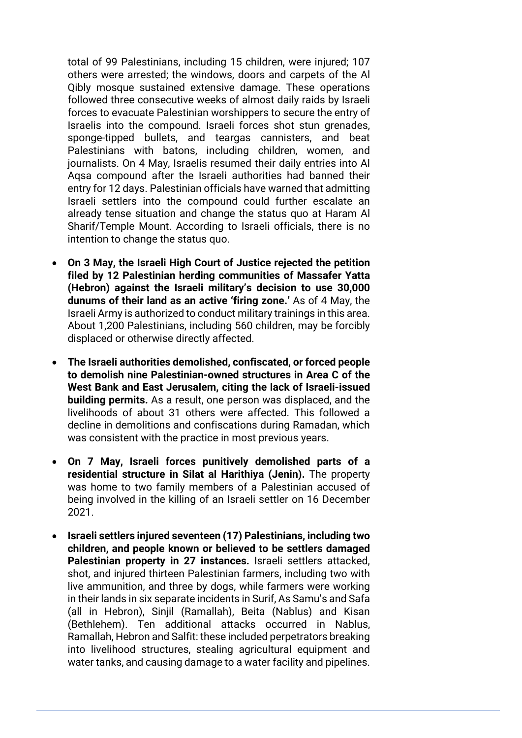total of 99 Palestinians, including 15 children, were injured; 107 others were arrested; the windows, doors and carpets of the Al Qibly mosque sustained extensive damage. These operations followed three consecutive weeks of almost daily raids by Israeli forces to evacuate Palestinian worshippers to secure the entry of Israelis into the compound. Israeli forces shot stun grenades, sponge-tipped bullets, and teargas cannisters, and beat Palestinians with batons, including children, women, and journalists. On 4 May, Israelis resumed their daily entries into Al Aqsa compound after the Israeli authorities had banned their entry for 12 days. Palestinian officials have warned that admitting Israeli settlers into the compound could further escalate an already tense situation and change the status quo at Haram Al Sharif/Temple Mount. According to Israeli officials, there is no intention to change the status quo.

- **On 3 May, the Israeli High Court of Justice rejected the petition filed by 12 Palestinian herding communities of Massafer Yatta (Hebron) against the Israeli military's decision to use 30,000 dunums of their land as an active 'firing zone.'** As of 4 May, the Israeli Army is authorized to conduct military trainings in this area. About 1,200 Palestinians, including 560 children, may be forcibly displaced or otherwise directly affected.

- **The Israeli authorities demolished, confiscated, or forced people to demolish nine Palestinian-owned structures in Area C of the West Bank and East Jerusalem, citing the lack of Israeli-issued building permits.** As a result, one person was displaced, and the livelihoods of about 31 others were affected. This followed a decline in demolitions and confiscations during Ramadan, which was consistent with the practice in most previous years.

- **On 7 May, Israeli forces punitively demolished parts of a residential structure in Silat al Harithiya (Jenin).** The property was home to two family members of a Palestinian accused of being involved in the killing of an Israeli settler on 16 December 2021.

- **Israeli settlers injured seventeen (17) Palestinians, including two children, and people known or believed to be settlers damaged Palestinian property in 27 instances.** Israeli settlers attacked, shot, and injured thirteen Palestinian farmers, including two with live ammunition, and three by dogs, while farmers were working in their lands in six separate incidents in Surif, As Samu's and Safa (all in Hebron), Sinjil (Ramallah), Beita (Nablus) and Kisan (Bethlehem). Ten additional attacks occurred in Nablus, Ramallah, Hebron and Salfit: these included perpetrators breaking into livelihood structures, stealing agricultural equipment and water tanks, and causing damage to a water facility and pipelines.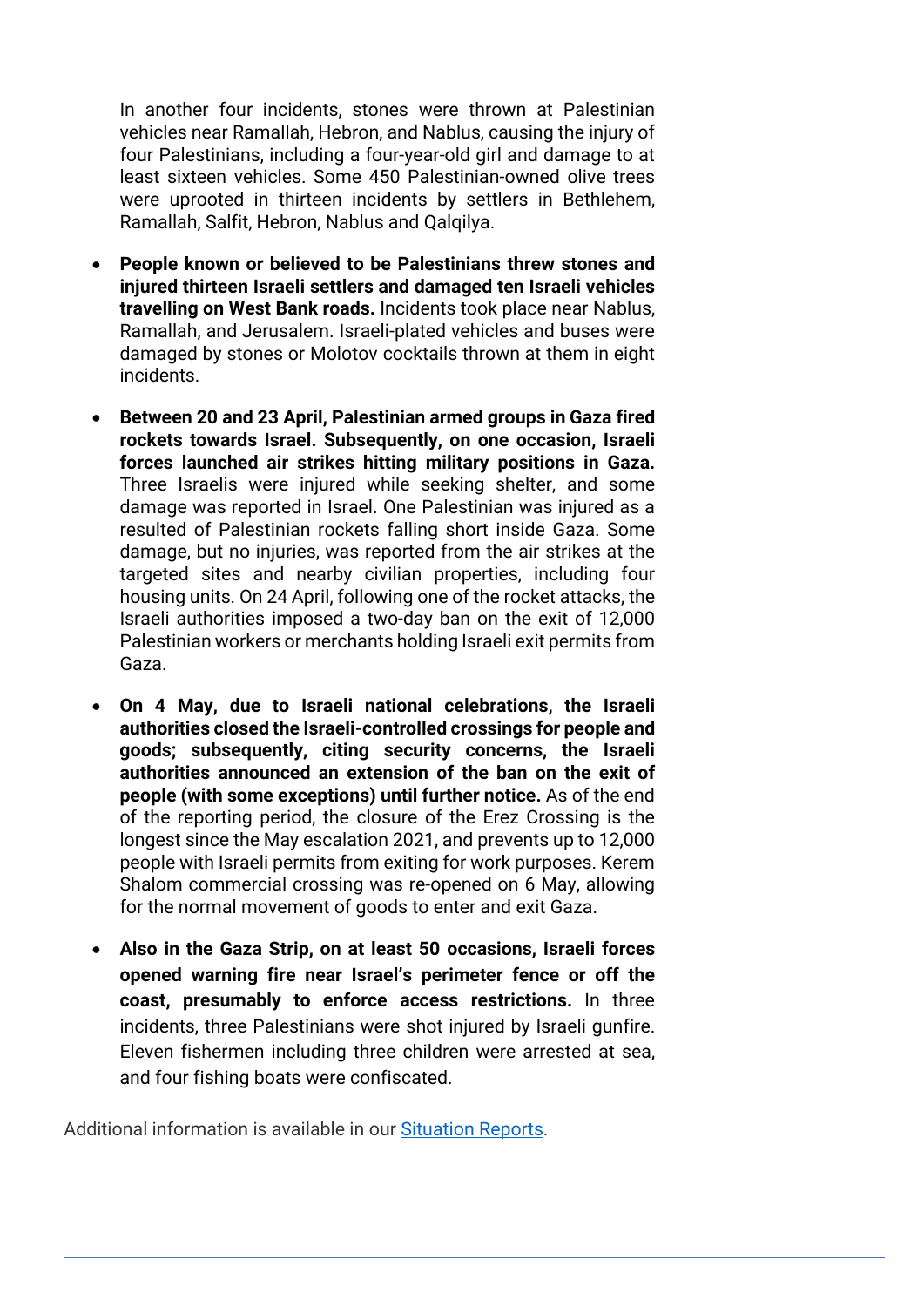In another four incidents, stones were thrown at Palestinian vehicles near Ramallah, Hebron, and Nablus, causing the injury of four Palestinians, including a four-year-old girl and damage to at least sixteen vehicles. Some 450 Palestinian-owned olive trees were uprooted in thirteen incidents by settlers in Bethlehem, Ramallah, Salfit, Hebron, Nablus and Qalqilya.

- **People known or believed to be Palestinians threw stones and injured thirteen Israeli settlers and damaged ten Israeli vehicles travelling on West Bank roads.** Incidents took place near Nablus, Ramallah, and Jerusalem. Israeli-plated vehicles and buses were damaged by stones or Molotov cocktails thrown at them in eight incidents.

- **Between 20 and 23 April, Palestinian armed groups in Gaza fired rockets towards Israel. Subsequently, on one occasion, Israeli forces launched air strikes hitting military positions in Gaza.** Three Israelis were injured while seeking shelter, and some damage was reported in Israel. One Palestinian was injured as a resulted of Palestinian rockets falling short inside Gaza. Some damage, but no injuries, was reported from the air strikes at the targeted sites and nearby civilian properties, including four housing units. On 24 April, following one of the rocket attacks, the Israeli authorities imposed a two-day ban on the exit of 12,000 Palestinian workers or merchants holding Israeli exit permits from Gaza.

- **On 4 May, due to Israeli national celebrations, the Israeli authorities closed the Israeli-controlled crossings for people and goods; subsequently, citing security concerns, the Israeli authorities announced an extension of the ban on the exit of people (with some exceptions) until further notice.** As of the end of the reporting period, the closure of the Erez Crossing is the longest since the May escalation 2021, and prevents up to 12,000 people with Israeli permits from exiting for work purposes. Kerem Shalom commercial crossing was re-opened on 6 May, allowing for the normal movement of goods to enter and exit Gaza.

- **Also in the Gaza Strip, on at least 50 occasions, Israeli forces opened warning fire near Israel's perimeter fence or off the coast, presumably to enforce access restrictions.** In three incidents, three Palestinians were shot injured by Israeli gunfire. Eleven fishermen including three children were arrested at sea, and four fishing boats were confiscated.

Additional information is available in our [Situation Reports](#).